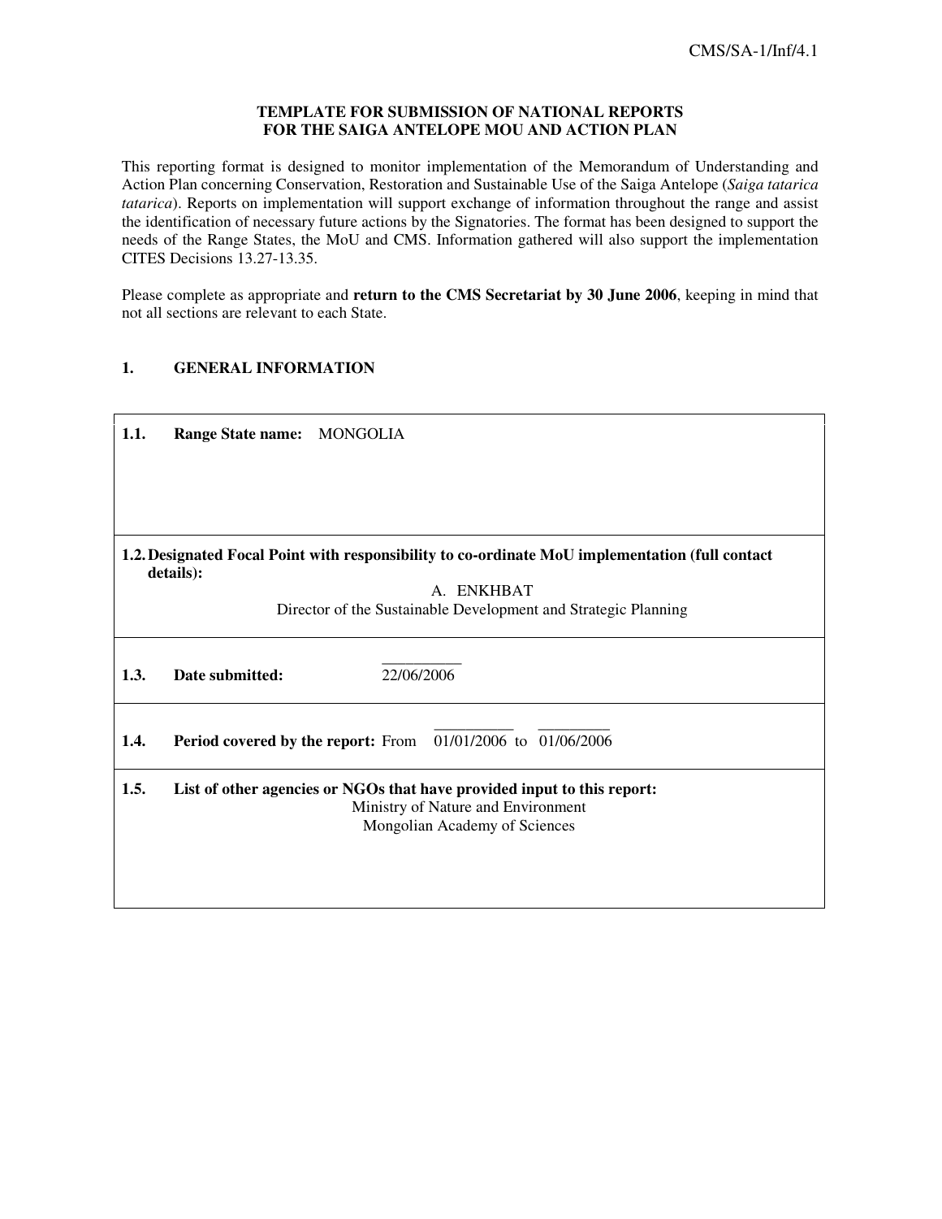CMS/SA-1/Inf/4.1

**TEMPLATE FOR SUBMISSION OF NATIONAL REPORTS**
**FOR THE SAIGA ANTELOPE MOU AND ACTION PLAN**

This reporting format is designed to monitor implementation of the Memorandum of Understanding and Action Plan concerning Conservation, Restoration and Sustainable Use of the Saiga Antelope (*Saiga tatarica tatarica*). Reports on implementation will support exchange of information throughout the range and assist the identification of necessary future actions by the Signatories. The format has been designed to support the needs of the Range States, the MoU and CMS. Information gathered will also support the implementation CITES Decisions 13.27-13.35.

Please complete as appropriate and **return to the CMS Secretariat by 30 June 2006**, keeping in mind that not all sections are relevant to each State.

## 1. GENERAL INFORMATION

**1.1. Range State name:** MONGOLIA

**1.2. Designated Focal Point with responsibility to co-ordinate MoU implementation (full contact details):**

A. ENKHBAT
Director of the Sustainable Development and Strategic Planning

**1.3. Date submitted:** 22/06/2006

**1.4. Period covered by the report:** From 01/01/2006 to 01/06/2006

**1.5. List of other agencies or NGOs that have provided input to this report:**

Ministry of Nature and Environment
Mongolian Academy of Sciences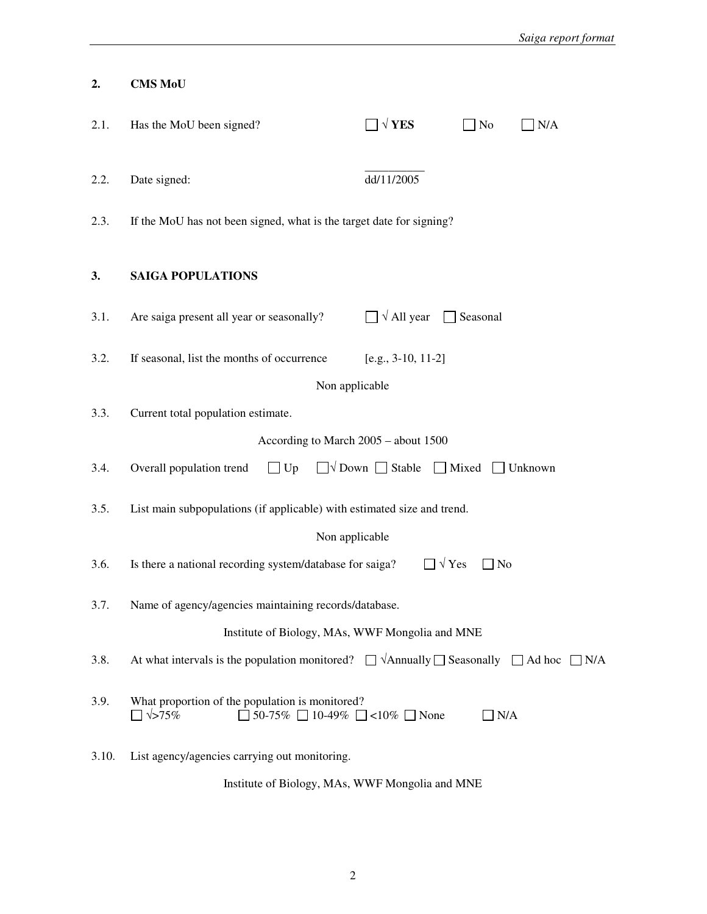## 2. CMS MoU

2.1. Has the MoU been signed? ☐ √ **YES** ☐ No ☐ N/A

2.2. Date signed: dd/11/2005

2.3. If the MoU has not been signed, what is the target date for signing?

## 3. SAIGA POPULATIONS

3.1. Are saiga present all year or seasonally? ☐ √ All year ☐ Seasonal

3.2. If seasonal, list the months of occurrence [e.g., 3-10, 11-2]

Non applicable

3.3. Current total population estimate.

According to March 2005 – about 1500

3.4. Overall population trend ☐ Up ☐√ Down ☐ Stable ☐ Mixed ☐ Unknown

3.5. List main subpopulations (if applicable) with estimated size and trend.

Non applicable

3.6. Is there a national recording system/database for saiga? ☐ √ Yes ☐ No

3.7. Name of agency/agencies maintaining records/database.

Institute of Biology, MAs, WWF Mongolia and MNE

3.8. At what intervals is the population monitored? ☐ √Annually ☐ Seasonally ☐ Ad hoc ☐ N/A

3.9. What proportion of the population is monitored?
☐ √>75% ☐ 50-75% ☐ 10-49% ☐ <10% ☐ None ☐ N/A

3.10. List agency/agencies carrying out monitoring.

Institute of Biology, MAs, WWF Mongolia and MNE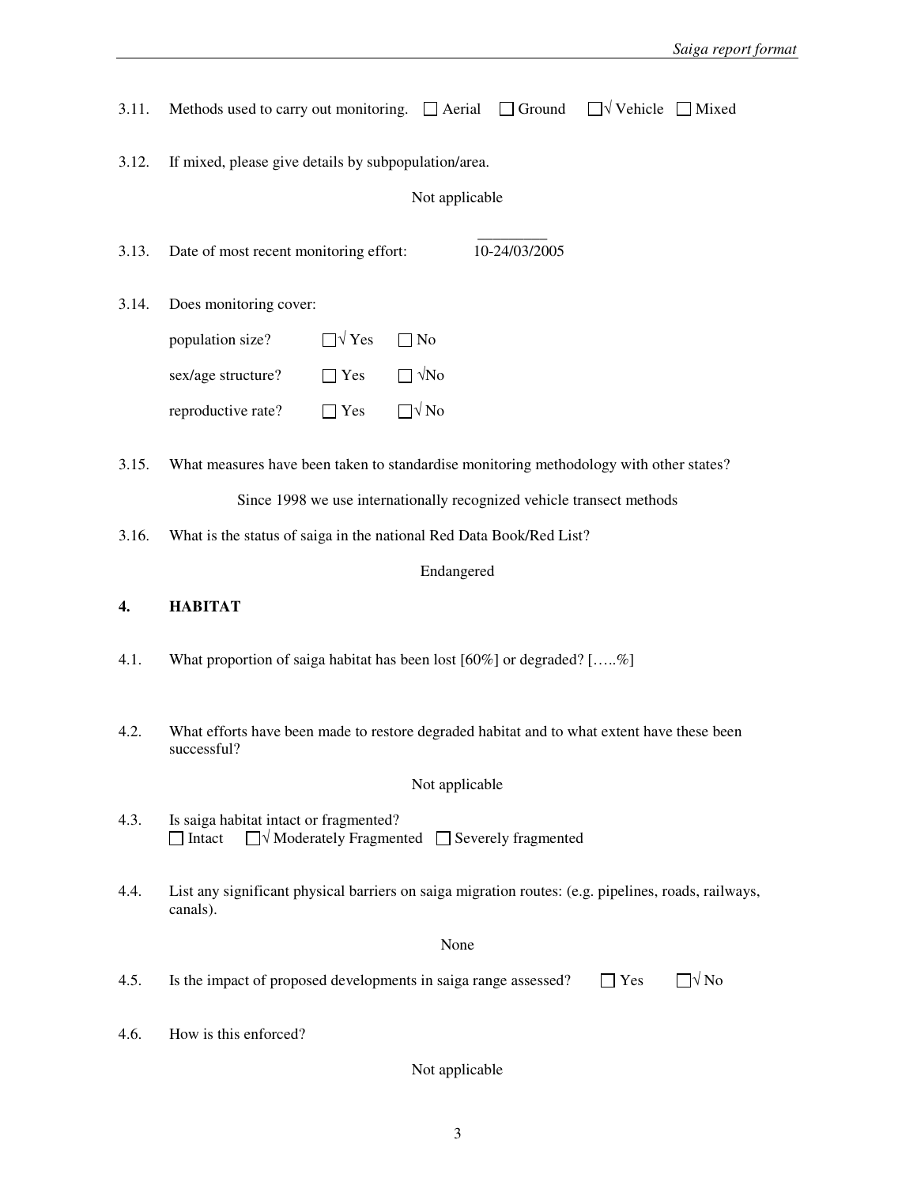3.11. Methods used to carry out monitoring. ☐ Aerial ☐ Ground ☐√ Vehicle ☐ Mixed

3.12. If mixed, please give details by subpopulation/area.

Not applicable

3.13. Date of most recent monitoring effort: 10-24/03/2005

3.14. Does monitoring cover:

population size? ☐√ Yes ☐ No

sex/age structure? ☐ Yes ☐ √No

reproductive rate? ☐ Yes ☐√ No

3.15. What measures have been taken to standardise monitoring methodology with other states?

Since 1998 we use internationally recognized vehicle transect methods

3.16. What is the status of saiga in the national Red Data Book/Red List?

Endangered

## 4. HABITAT

4.1. What proportion of saiga habitat has been lost [60%] or degraded? […..%]

4.2. What efforts have been made to restore degraded habitat and to what extent have these been successful?

Not applicable

4.3. Is saiga habitat intact or fragmented?
☐ Intact ☐√ Moderately Fragmented ☐ Severely fragmented

4.4. List any significant physical barriers on saiga migration routes: (e.g. pipelines, roads, railways, canals).

None

4.5. Is the impact of proposed developments in saiga range assessed? ☐ Yes ☐√ No

4.6. How is this enforced?

Not applicable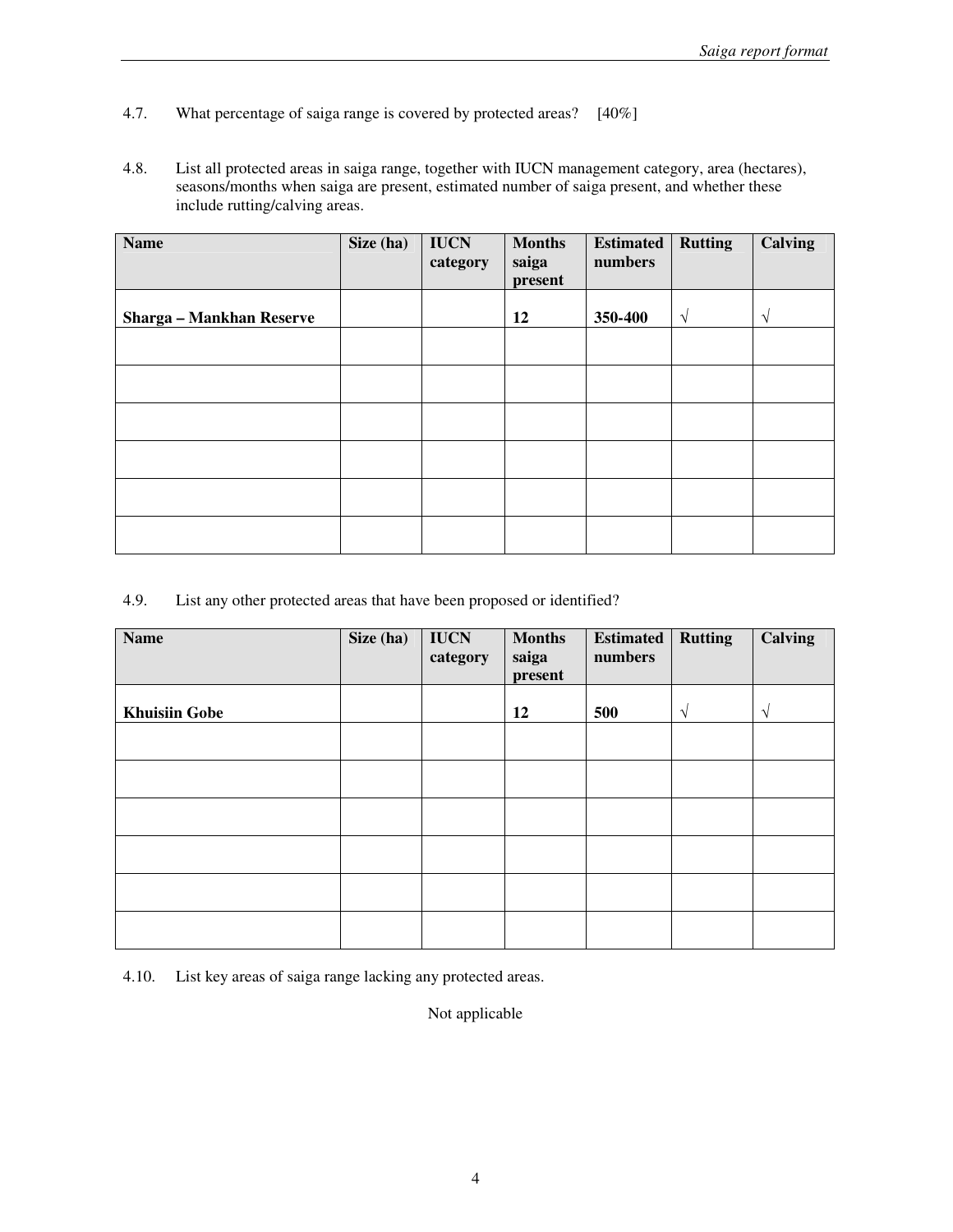4.7. What percentage of saiga range is covered by protected areas? [40%]

4.8. List all protected areas in saiga range, together with IUCN management category, area (hectares), seasons/months when saiga are present, estimated number of saiga present, and whether these include rutting/calving areas.

| Name | Size (ha) | IUCN category | Months saiga present | Estimated numbers | Rutting | Calving |
|---|---|---|---|---|---|---|
| **Sharga – Mankhan Reserve** | | | **12** | **350-400** | √ | √ |
| | | | | | | |
| | | | | | | |
| | | | | | | |
| | | | | | | |
| | | | | | | |
| | | | | | | |

4.9. List any other protected areas that have been proposed or identified?

| Name | Size (ha) | IUCN category | Months saiga present | Estimated numbers | Rutting | Calving |
|---|---|---|---|---|---|---|
| **Khuisiin Gobe** | | | **12** | **500** | √ | √ |
| | | | | | | |
| | | | | | | |
| | | | | | | |
| | | | | | | |
| | | | | | | |
| | | | | | | |

4.10. List key areas of saiga range lacking any protected areas.

Not applicable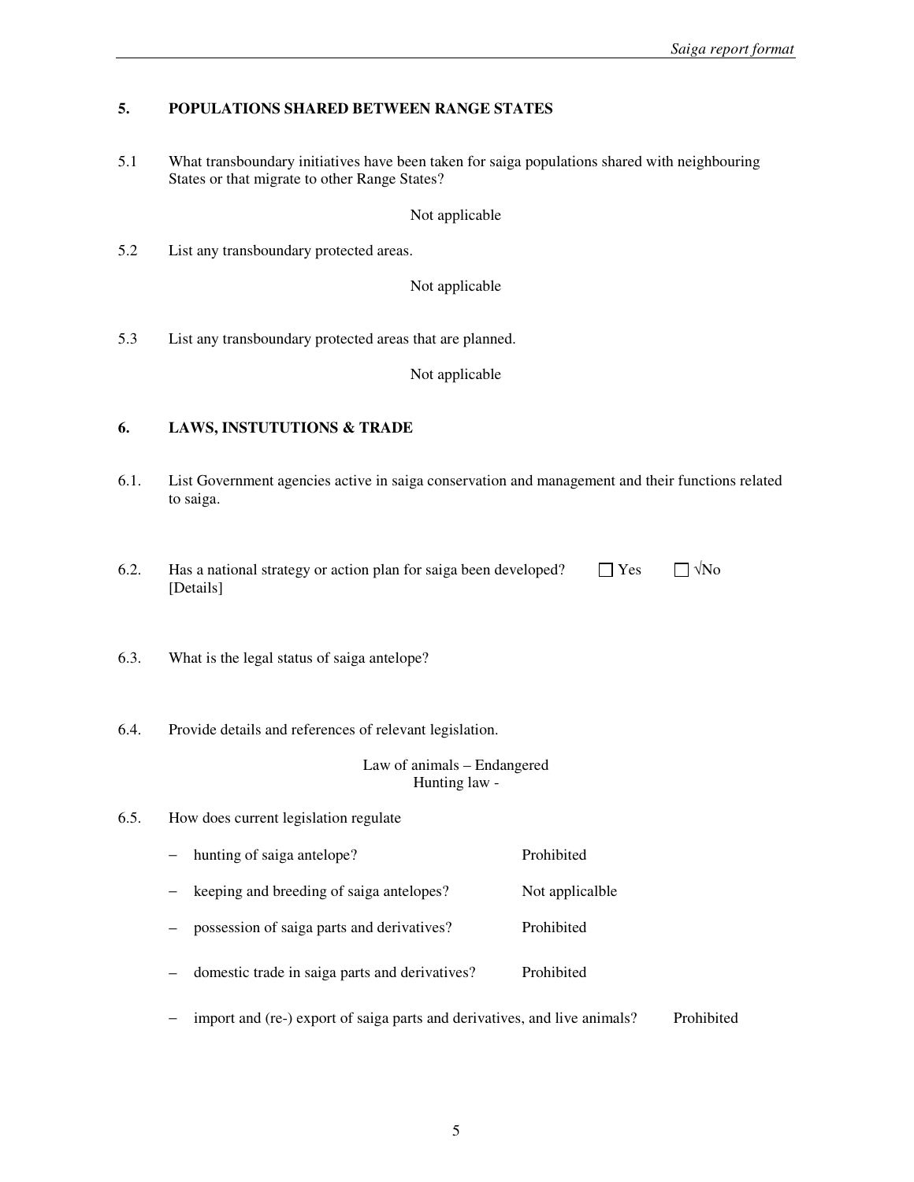## 5. POPULATIONS SHARED BETWEEN RANGE STATES

5.1 What transboundary initiatives have been taken for saiga populations shared with neighbouring States or that migrate to other Range States?

Not applicable

5.2 List any transboundary protected areas.

Not applicable

5.3 List any transboundary protected areas that are planned.

Not applicable

## 6. LAWS, INSTUTUTIONS & TRADE

6.1. List Government agencies active in saiga conservation and management and their functions related to saiga.

6.2. Has a national strategy or action plan for saiga been developed? ☐ Yes ☐ √No
[Details]

6.3. What is the legal status of saiga antelope?

6.4. Provide details and references of relevant legislation.

Law of animals – Endangered
Hunting law -

6.5. How does current legislation regulate

- hunting of saiga antelope? Prohibited
- keeping and breeding of saiga antelopes? Not applicalble
- possession of saiga parts and derivatives? Prohibited
- domestic trade in saiga parts and derivatives? Prohibited
- import and (re-) export of saiga parts and derivatives, and live animals? Prohibited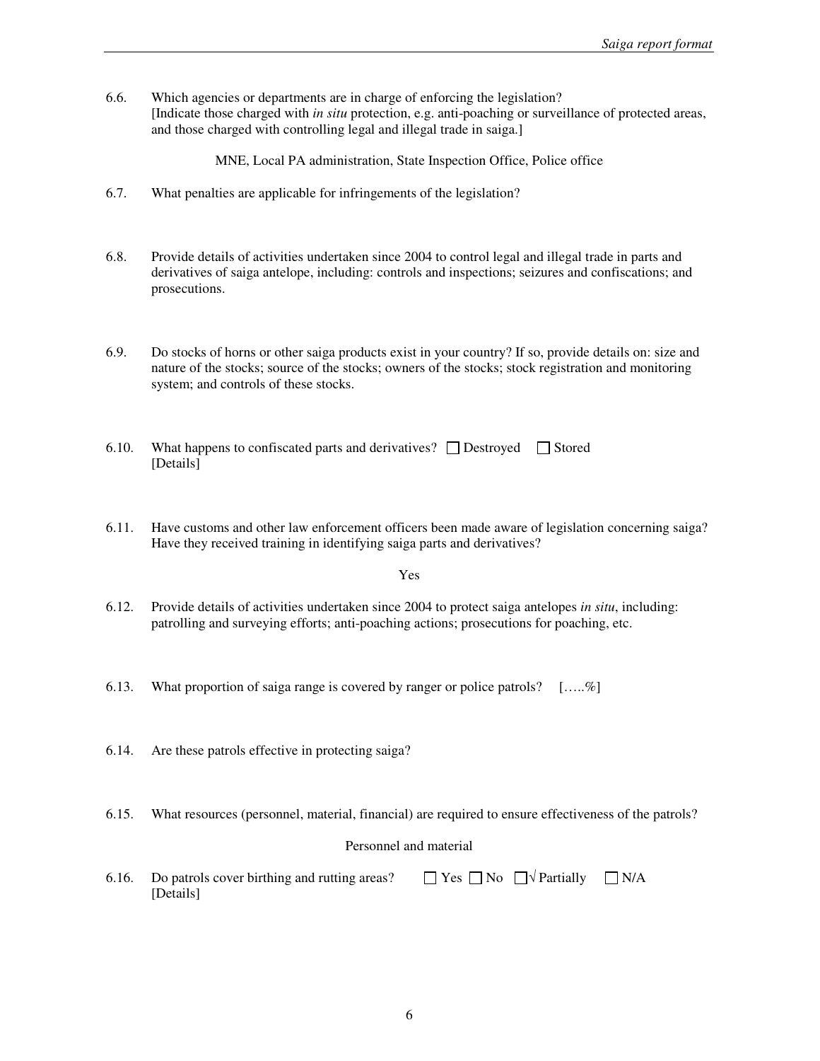6.6. Which agencies or departments are in charge of enforcing the legislation?
[Indicate those charged with *in situ* protection, e.g. anti-poaching or surveillance of protected areas, and those charged with controlling legal and illegal trade in saiga.]

MNE, Local PA administration, State Inspection Office, Police office

6.7. What penalties are applicable for infringements of the legislation?

6.8. Provide details of activities undertaken since 2004 to control legal and illegal trade in parts and derivatives of saiga antelope, including: controls and inspections; seizures and confiscations; and prosecutions.

6.9. Do stocks of horns or other saiga products exist in your country? If so, provide details on: size and nature of the stocks; source of the stocks; owners of the stocks; stock registration and monitoring system; and controls of these stocks.

6.10. What happens to confiscated parts and derivatives? ☐ Destroyed ☐ Stored
[Details]

6.11. Have customs and other law enforcement officers been made aware of legislation concerning saiga? Have they received training in identifying saiga parts and derivatives?

Yes

6.12. Provide details of activities undertaken since 2004 to protect saiga antelopes *in situ*, including: patrolling and surveying efforts; anti-poaching actions; prosecutions for poaching, etc.

6.13. What proportion of saiga range is covered by ranger or police patrols? [.....%]

6.14. Are these patrols effective in protecting saiga?

6.15. What resources (personnel, material, financial) are required to ensure effectiveness of the patrols?

Personnel and material

6.16. Do patrols cover birthing and rutting areas? ☐ Yes ☐ No ☐√ Partially ☐ N/A
[Details]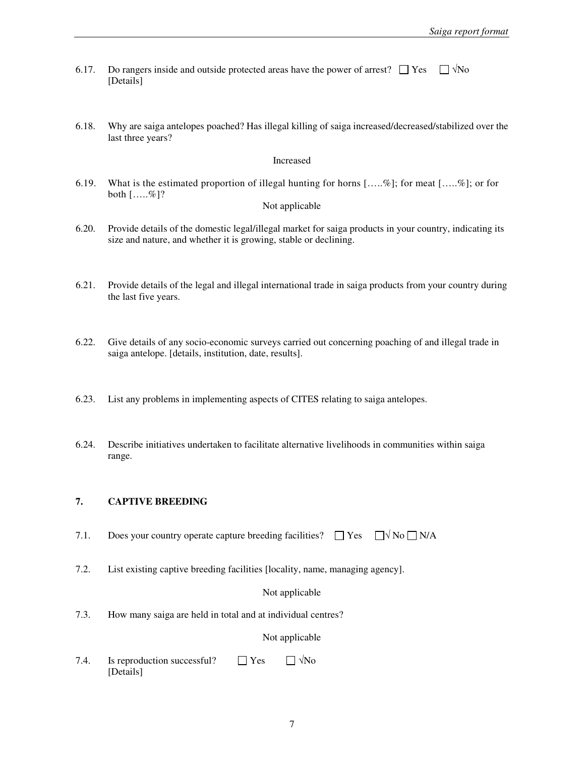6.17. Do rangers inside and outside protected areas have the power of arrest? ☐ Yes ☐ √No
[Details]

6.18. Why are saiga antelopes poached? Has illegal killing of saiga increased/decreased/stabilized over the last three years?

Increased

6.19. What is the estimated proportion of illegal hunting for horns […..%]; for meat […..%]; or for both […..%]?

Not applicable

6.20. Provide details of the domestic legal/illegal market for saiga products in your country, indicating its size and nature, and whether it is growing, stable or declining.

6.21. Provide details of the legal and illegal international trade in saiga products from your country during the last five years.

6.22. Give details of any socio-economic surveys carried out concerning poaching of and illegal trade in saiga antelope. [details, institution, date, results].

6.23. List any problems in implementing aspects of CITES relating to saiga antelopes.

6.24. Describe initiatives undertaken to facilitate alternative livelihoods in communities within saiga range.

## 7. CAPTIVE BREEDING

7.1. Does your country operate capture breeding facilities? ☐ Yes ☐√ No ☐ N/A

7.2. List existing captive breeding facilities [locality, name, managing agency].

Not applicable

7.3. How many saiga are held in total and at individual centres?

Not applicable

7.4. Is reproduction successful? ☐ Yes ☐ √No
[Details]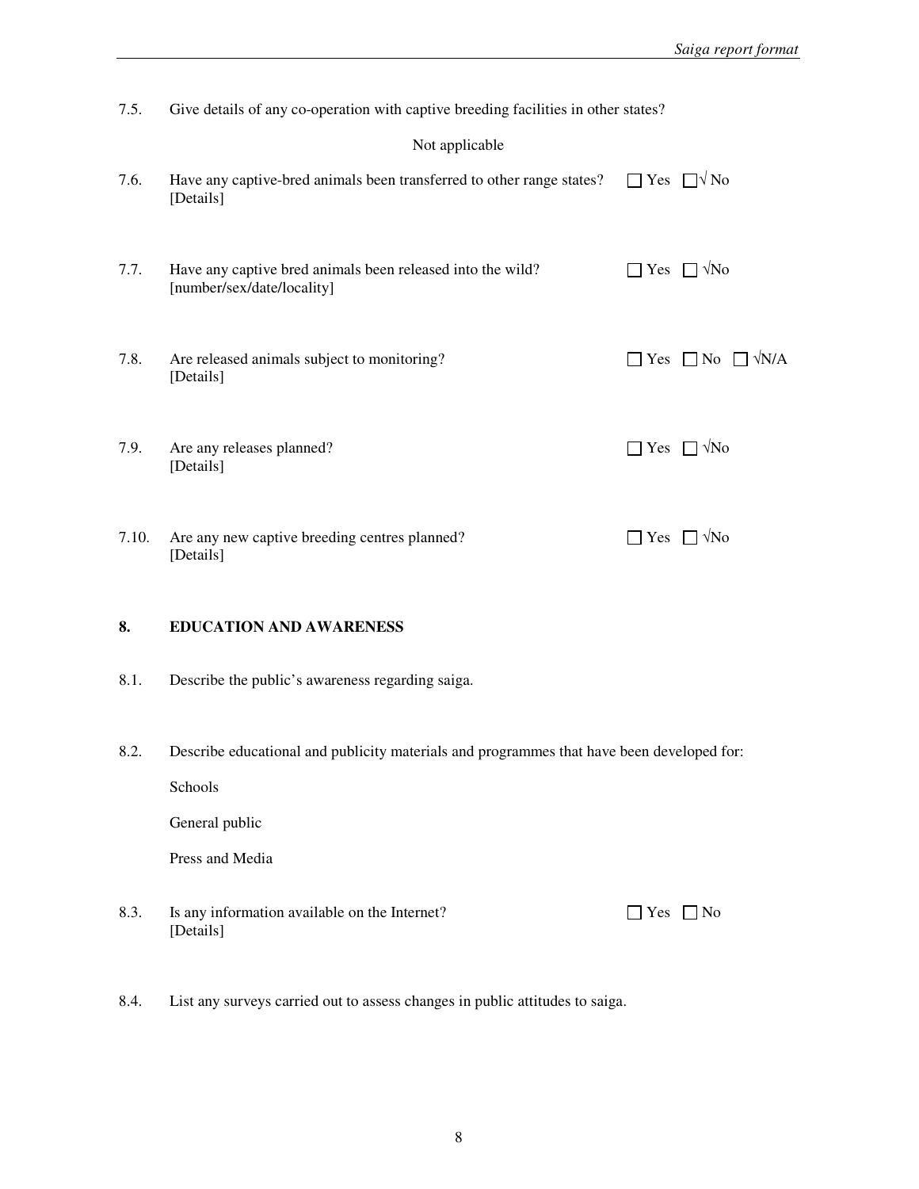7.5. Give details of any co-operation with captive breeding facilities in other states?

Not applicable

7.6. Have any captive-bred animals been transferred to other range states? ☐ Yes ☐√ No
[Details]

7.7. Have any captive bred animals been released into the wild? ☐ Yes ☐ √No
[number/sex/date/locality]

7.8. Are released animals subject to monitoring? ☐ Yes ☐ No ☐ √N/A
[Details]

7.9. Are any releases planned? ☐ Yes ☐ √No
[Details]

7.10. Are any new captive breeding centres planned? ☐ Yes ☐ √No
[Details]

## 8. EDUCATION AND AWARENESS

8.1. Describe the public's awareness regarding saiga.

8.2. Describe educational and publicity materials and programmes that have been developed for:

Schools

General public

Press and Media

8.3. Is any information available on the Internet? ☐ Yes ☐ No
[Details]

8.4. List any surveys carried out to assess changes in public attitudes to saiga.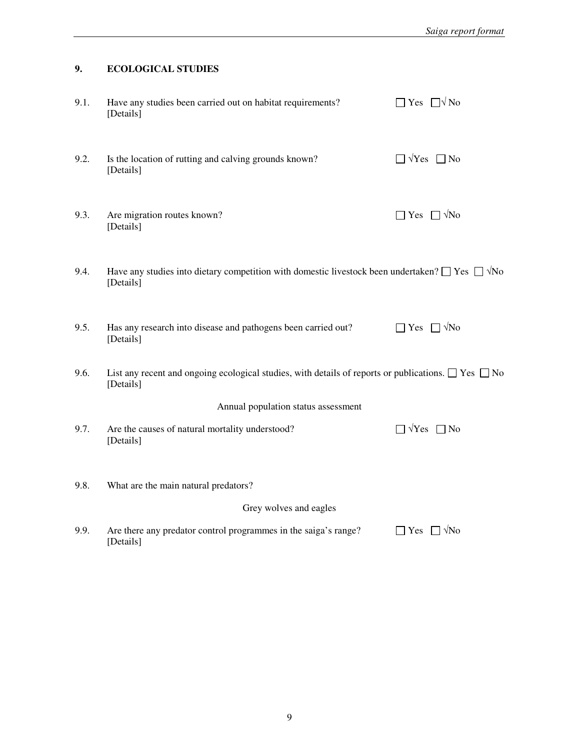## 9. ECOLOGICAL STUDIES

9.1. Have any studies been carried out on habitat requirements? ☐ Yes ☐√ No
[Details]

9.2. Is the location of rutting and calving grounds known? ☐ √Yes ☐ No
[Details]

9.3. Are migration routes known? ☐ Yes ☐ √No
[Details]

9.4. Have any studies into dietary competition with domestic livestock been undertaken? ☐ Yes ☐ √No
[Details]

9.5. Has any research into disease and pathogens been carried out? ☐ Yes ☐ √No
[Details]

9.6. List any recent and ongoing ecological studies, with details of reports or publications. ☐ Yes ☐ No
[Details]

Annual population status assessment

9.7. Are the causes of natural mortality understood? ☐ √Yes ☐ No
[Details]

9.8. What are the main natural predators?

Grey wolves and eagles

9.9. Are there any predator control programmes in the saiga's range? ☐ Yes ☐ √No
[Details]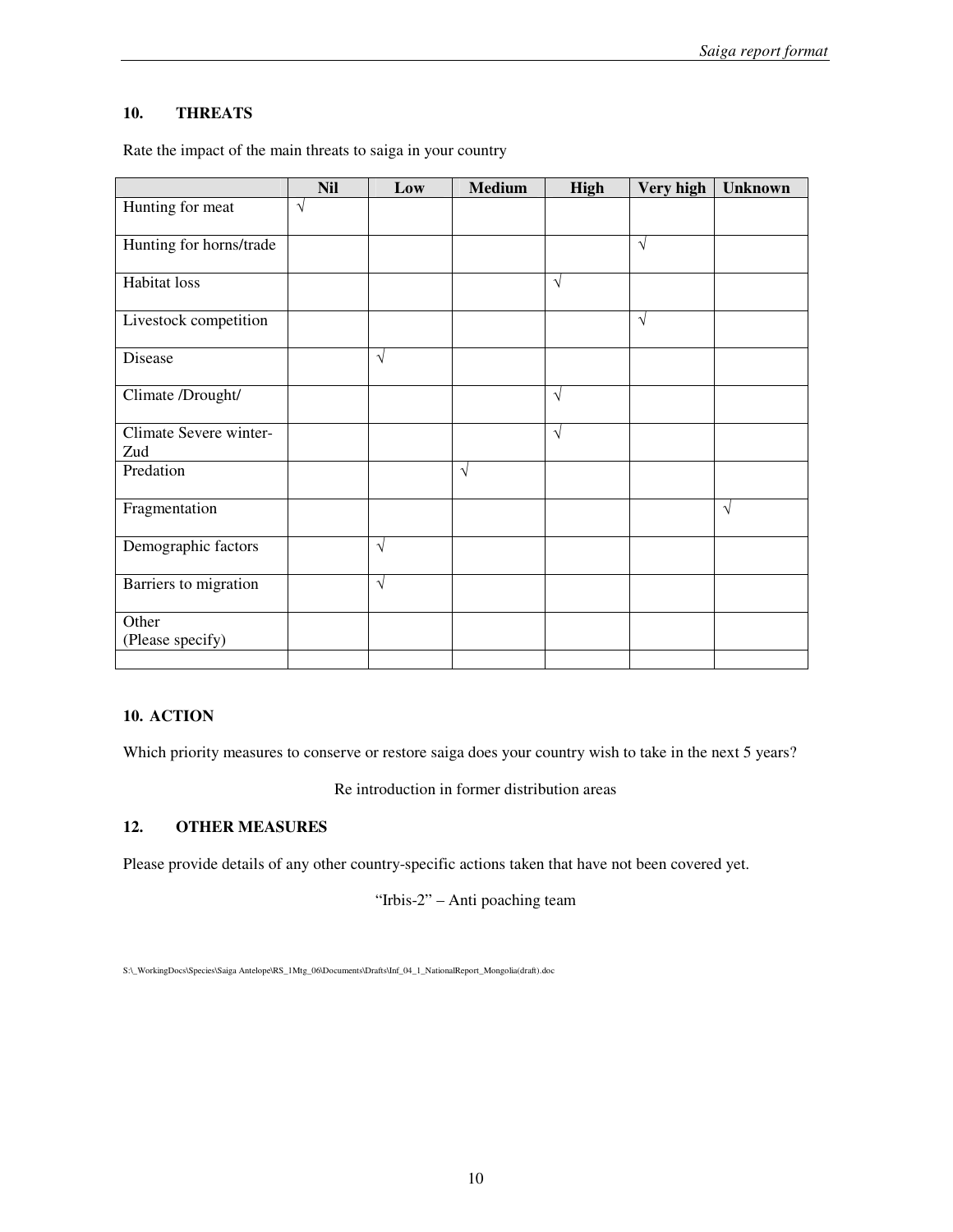## 10. THREATS

Rate the impact of the main threats to saiga in your country

| | Nil | Low | Medium | High | Very high | Unknown |
|---|---|---|---|---|---|---|
| Hunting for meat | √ | | | | | |
| Hunting for horns/trade | | | | | √ | |
| Habitat loss | | | | √ | | |
| Livestock competition | | | | | √ | |
| Disease | | √ | | | | |
| Climate /Drought/ | | | | √ | | |
| Climate Severe winter- Zud | | | | √ | | |
| Predation | | | √ | | | |
| Fragmentation | | | | | | √ |
| Demographic factors | | √ | | | | |
| Barriers to migration | | √ | | | | |
| Other (Please specify) | | | | | | |
| | | | | | | |

## 10. ACTION

Which priority measures to conserve or restore saiga does your country wish to take in the next 5 years?

Re introduction in former distribution areas

## 12. OTHER MEASURES

Please provide details of any other country-specific actions taken that have not been covered yet.

“Irbis-2” – Anti poaching team

S:\_WorkingDocs\Species\Saiga Antelope\RS_1Mtg_06\Documents\Drafts\Inf_04_1_NationalReport_Mongolia(draft).doc